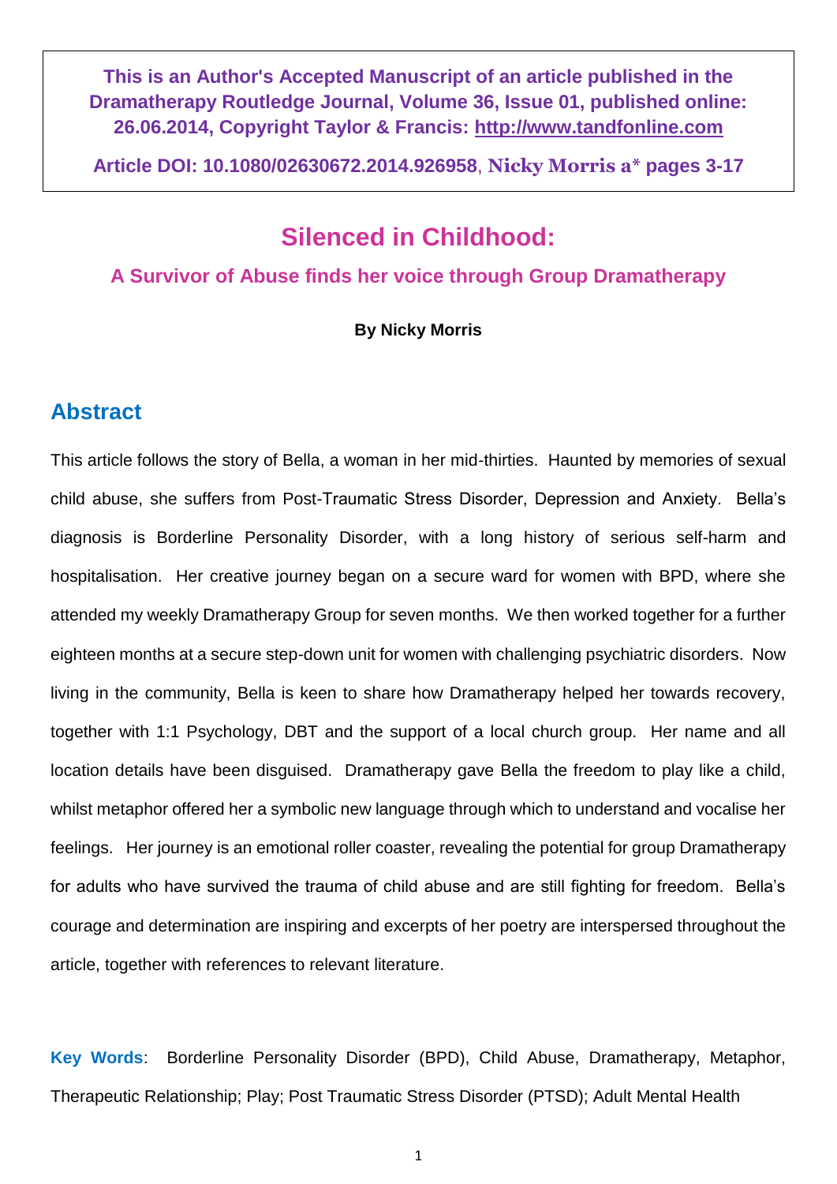**This is an Author's Accepted Manuscript of an article published in the Dramatherapy Routledge Journal, Volume 36, Issue 01, published online: 26.06.2014, Copyright Taylor & Francis: http://www.tandfonline.com**

**Article DOI: 10.1080/02630672.2014.926958, Nicky Morris a* pages 3-17**

# Silenced in Childhood:

### A Survivor of Abuse finds her voice through Group Dramatherapy

**By Nicky Morris**

## Abstract

This article follows the story of Bella, a woman in her mid-thirties. Haunted by memories of sexual child abuse, she suffers from Post-Traumatic Stress Disorder, Depression and Anxiety. Bella's diagnosis is Borderline Personality Disorder, with a long history of serious self-harm and hospitalisation. Her creative journey began on a secure ward for women with BPD, where she attended my weekly Dramatherapy Group for seven months. We then worked together for a further eighteen months at a secure step-down unit for women with challenging psychiatric disorders. Now living in the community, Bella is keen to share how Dramatherapy helped her towards recovery, together with 1:1 Psychology, DBT and the support of a local church group. Her name and all location details have been disguised. Dramatherapy gave Bella the freedom to play like a child, whilst metaphor offered her a symbolic new language through which to understand and vocalise her feelings. Her journey is an emotional roller coaster, revealing the potential for group Dramatherapy for adults who have survived the trauma of child abuse and are still fighting for freedom. Bella's courage and determination are inspiring and excerpts of her poetry are interspersed throughout the article, together with references to relevant literature.

**Key Words**: Borderline Personality Disorder (BPD), Child Abuse, Dramatherapy, Metaphor, Therapeutic Relationship; Play; Post Traumatic Stress Disorder (PTSD); Adult Mental Health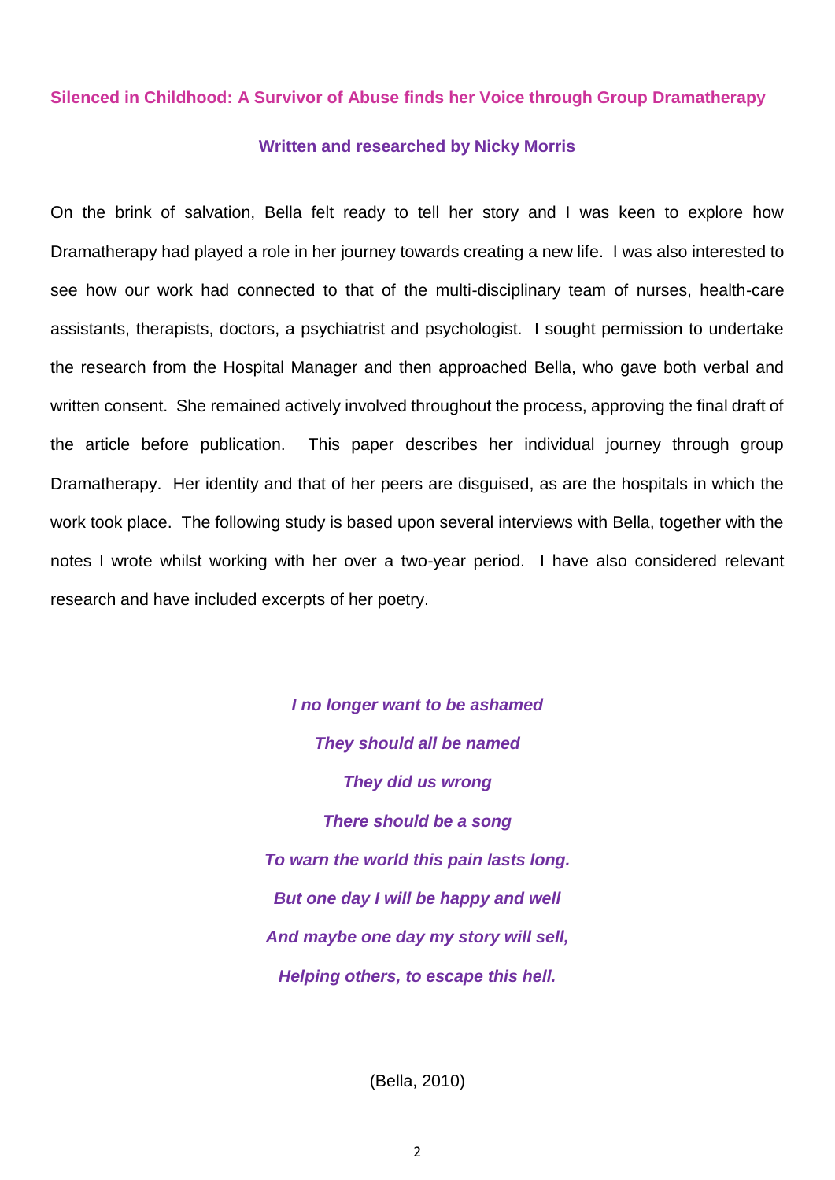# Silenced in Childhood: A Survivor of Abuse finds her Voice through Group Dramatherapy

**Written and researched by Nicky Morris**

On the brink of salvation, Bella felt ready to tell her story and I was keen to explore how Dramatherapy had played a role in her journey towards creating a new life. I was also interested to see how our work had connected to that of the multi-disciplinary team of nurses, health-care assistants, therapists, doctors, a psychiatrist and psychologist. I sought permission to undertake the research from the Hospital Manager and then approached Bella, who gave both verbal and written consent. She remained actively involved throughout the process, approving the final draft of the article before publication. This paper describes her individual journey through group Dramatherapy. Her identity and that of her peers are disguised, as are the hospitals in which the work took place. The following study is based upon several interviews with Bella, together with the notes I wrote whilst working with her over a two-year period. I have also considered relevant research and have included excerpts of her poetry.

***I no longer want to be ashamed***
***They should all be named***
***They did us wrong***
***There should be a song***
***To warn the world this pain lasts long.***
***But one day I will be happy and well***
***And maybe one day my story will sell,***
***Helping others, to escape this hell.***

(Bella, 2010)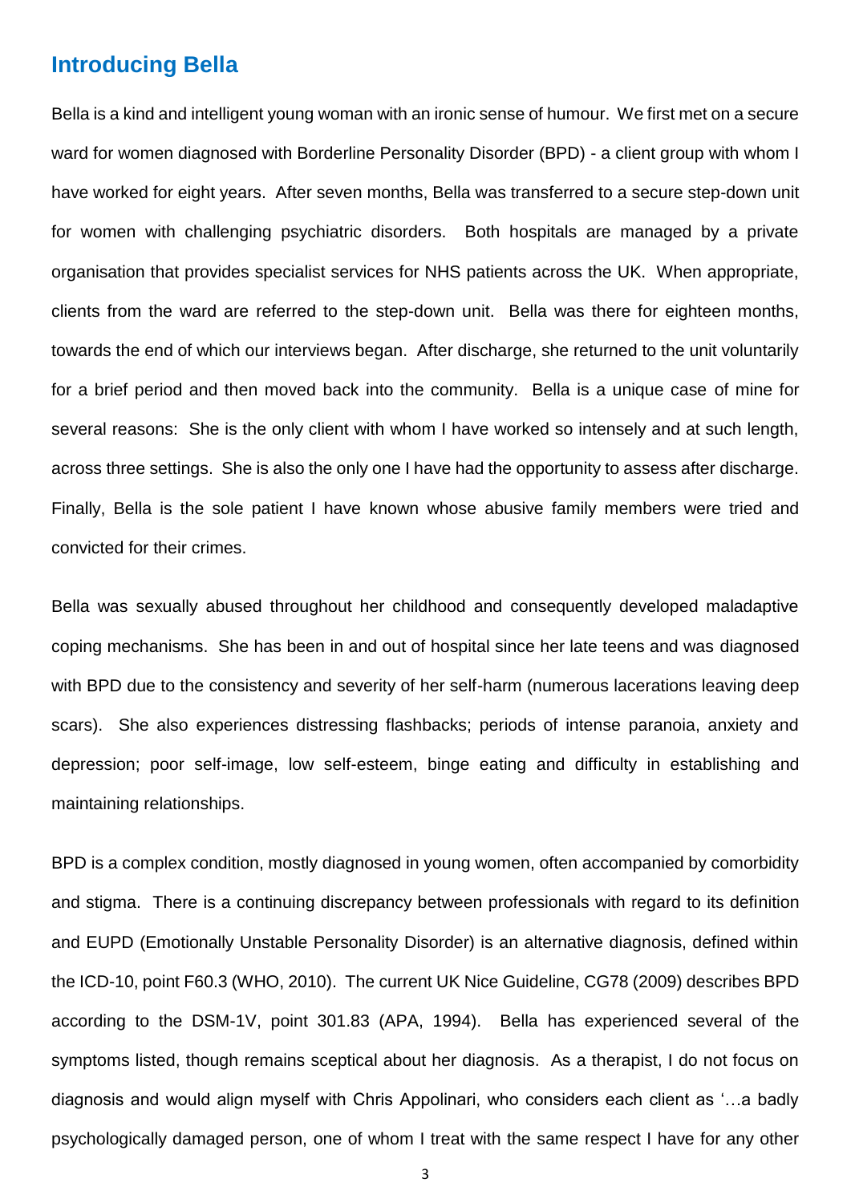## Introducing Bella

Bella is a kind and intelligent young woman with an ironic sense of humour. We first met on a secure ward for women diagnosed with Borderline Personality Disorder (BPD) - a client group with whom I have worked for eight years. After seven months, Bella was transferred to a secure step-down unit for women with challenging psychiatric disorders. Both hospitals are managed by a private organisation that provides specialist services for NHS patients across the UK. When appropriate, clients from the ward are referred to the step-down unit. Bella was there for eighteen months, towards the end of which our interviews began. After discharge, she returned to the unit voluntarily for a brief period and then moved back into the community. Bella is a unique case of mine for several reasons: She is the only client with whom I have worked so intensely and at such length, across three settings. She is also the only one I have had the opportunity to assess after discharge. Finally, Bella is the sole patient I have known whose abusive family members were tried and convicted for their crimes.

Bella was sexually abused throughout her childhood and consequently developed maladaptive coping mechanisms. She has been in and out of hospital since her late teens and was diagnosed with BPD due to the consistency and severity of her self-harm (numerous lacerations leaving deep scars). She also experiences distressing flashbacks; periods of intense paranoia, anxiety and depression; poor self-image, low self-esteem, binge eating and difficulty in establishing and maintaining relationships.

BPD is a complex condition, mostly diagnosed in young women, often accompanied by comorbidity and stigma. There is a continuing discrepancy between professionals with regard to its definition and EUPD (Emotionally Unstable Personality Disorder) is an alternative diagnosis, defined within the ICD-10, point F60.3 (WHO, 2010). The current UK Nice Guideline, CG78 (2009) describes BPD according to the DSM-1V, point 301.83 (APA, 1994). Bella has experienced several of the symptoms listed, though remains sceptical about her diagnosis. As a therapist, I do not focus on diagnosis and would align myself with Chris Appolinari, who considers each client as '…a badly psychologically damaged person, one of whom I treat with the same respect I have for any other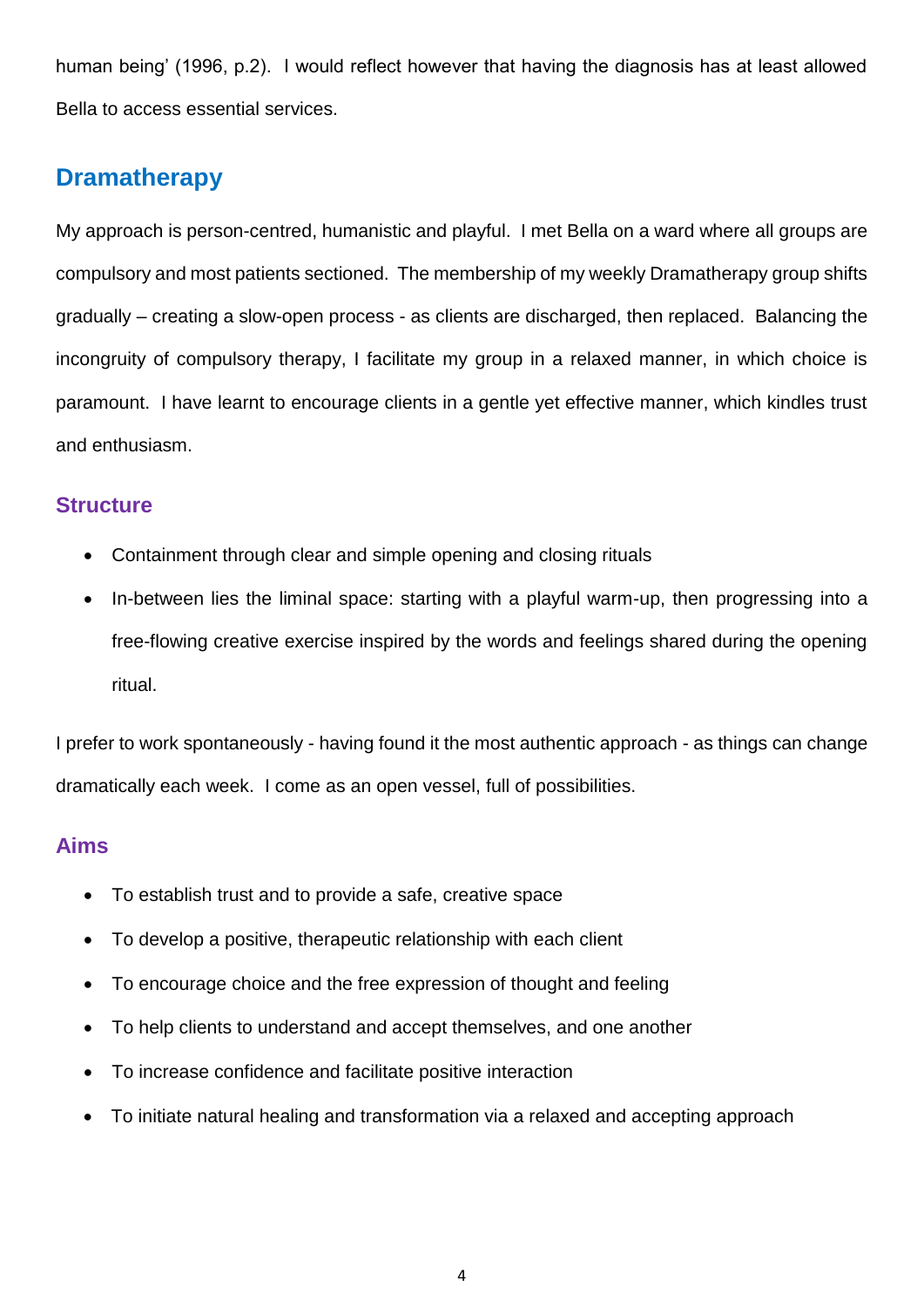human being' (1996, p.2). I would reflect however that having the diagnosis has at least allowed Bella to access essential services.

## Dramatherapy

My approach is person-centred, humanistic and playful. I met Bella on a ward where all groups are compulsory and most patients sectioned. The membership of my weekly Dramatherapy group shifts gradually – creating a slow-open process - as clients are discharged, then replaced. Balancing the incongruity of compulsory therapy, I facilitate my group in a relaxed manner, in which choice is paramount. I have learnt to encourage clients in a gentle yet effective manner, which kindles trust and enthusiasm.

### Structure

- Containment through clear and simple opening and closing rituals
- In-between lies the liminal space: starting with a playful warm-up, then progressing into a free-flowing creative exercise inspired by the words and feelings shared during the opening ritual.

I prefer to work spontaneously - having found it the most authentic approach - as things can change dramatically each week. I come as an open vessel, full of possibilities.

### Aims

- To establish trust and to provide a safe, creative space
- To develop a positive, therapeutic relationship with each client
- To encourage choice and the free expression of thought and feeling
- To help clients to understand and accept themselves, and one another
- To increase confidence and facilitate positive interaction
- To initiate natural healing and transformation via a relaxed and accepting approach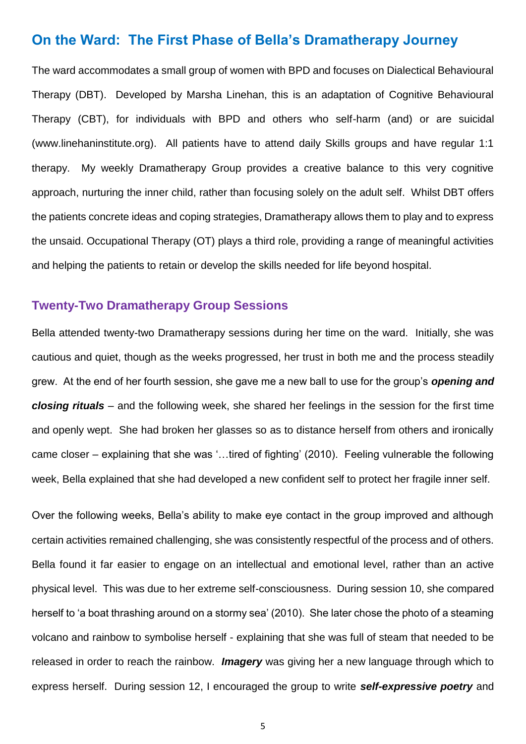## On the Ward: The First Phase of Bella's Dramatherapy Journey

The ward accommodates a small group of women with BPD and focuses on Dialectical Behavioural Therapy (DBT). Developed by Marsha Linehan, this is an adaptation of Cognitive Behavioural Therapy (CBT), for individuals with BPD and others who self-harm (and) or are suicidal (www.linehaninstitute.org). All patients have to attend daily Skills groups and have regular 1:1 therapy. My weekly Dramatherapy Group provides a creative balance to this very cognitive approach, nurturing the inner child, rather than focusing solely on the adult self. Whilst DBT offers the patients concrete ideas and coping strategies, Dramatherapy allows them to play and to express the unsaid. Occupational Therapy (OT) plays a third role, providing a range of meaningful activities and helping the patients to retain or develop the skills needed for life beyond hospital.

### Twenty-Two Dramatherapy Group Sessions

Bella attended twenty-two Dramatherapy sessions during her time on the ward. Initially, she was cautious and quiet, though as the weeks progressed, her trust in both me and the process steadily grew. At the end of her fourth session, she gave me a new ball to use for the group's ***opening and closing rituals*** – and the following week, she shared her feelings in the session for the first time and openly wept. She had broken her glasses so as to distance herself from others and ironically came closer – explaining that she was '…tired of fighting' (2010). Feeling vulnerable the following week, Bella explained that she had developed a new confident self to protect her fragile inner self.

Over the following weeks, Bella's ability to make eye contact in the group improved and although certain activities remained challenging, she was consistently respectful of the process and of others. Bella found it far easier to engage on an intellectual and emotional level, rather than an active physical level. This was due to her extreme self-consciousness. During session 10, she compared herself to 'a boat thrashing around on a stormy sea' (2010). She later chose the photo of a steaming volcano and rainbow to symbolise herself - explaining that she was full of steam that needed to be released in order to reach the rainbow. ***Imagery*** was giving her a new language through which to express herself. During session 12, I encouraged the group to write ***self-expressive poetry*** and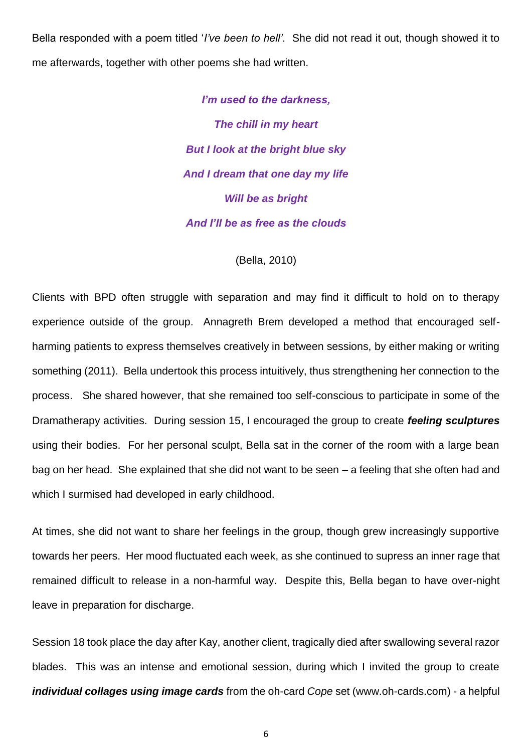Bella responded with a poem titled '*I've been to hell'*. She did not read it out, though showed it to me afterwards, together with other poems she had written.

***I'm used to the darkness,***

***The chill in my heart***

***But I look at the bright blue sky***

***And I dream that one day my life***

***Will be as bright***

***And I'll be as free as the clouds***

(Bella, 2010)

Clients with BPD often struggle with separation and may find it difficult to hold on to therapy experience outside of the group. Annagreth Brem developed a method that encouraged self-harming patients to express themselves creatively in between sessions, by either making or writing something (2011). Bella undertook this process intuitively, thus strengthening her connection to the process. She shared however, that she remained too self-conscious to participate in some of the Dramatherapy activities. During session 15, I encouraged the group to create ***feeling sculptures*** using their bodies. For her personal sculpt, Bella sat in the corner of the room with a large bean bag on her head. She explained that she did not want to be seen – a feeling that she often had and which I surmised had developed in early childhood.

At times, she did not want to share her feelings in the group, though grew increasingly supportive towards her peers. Her mood fluctuated each week, as she continued to supress an inner rage that remained difficult to release in a non-harmful way. Despite this, Bella began to have over-night leave in preparation for discharge.

Session 18 took place the day after Kay, another client, tragically died after swallowing several razor blades. This was an intense and emotional session, during which I invited the group to create ***individual collages using image cards*** from the oh-card *Cope* set (www.oh-cards.com) - a helpful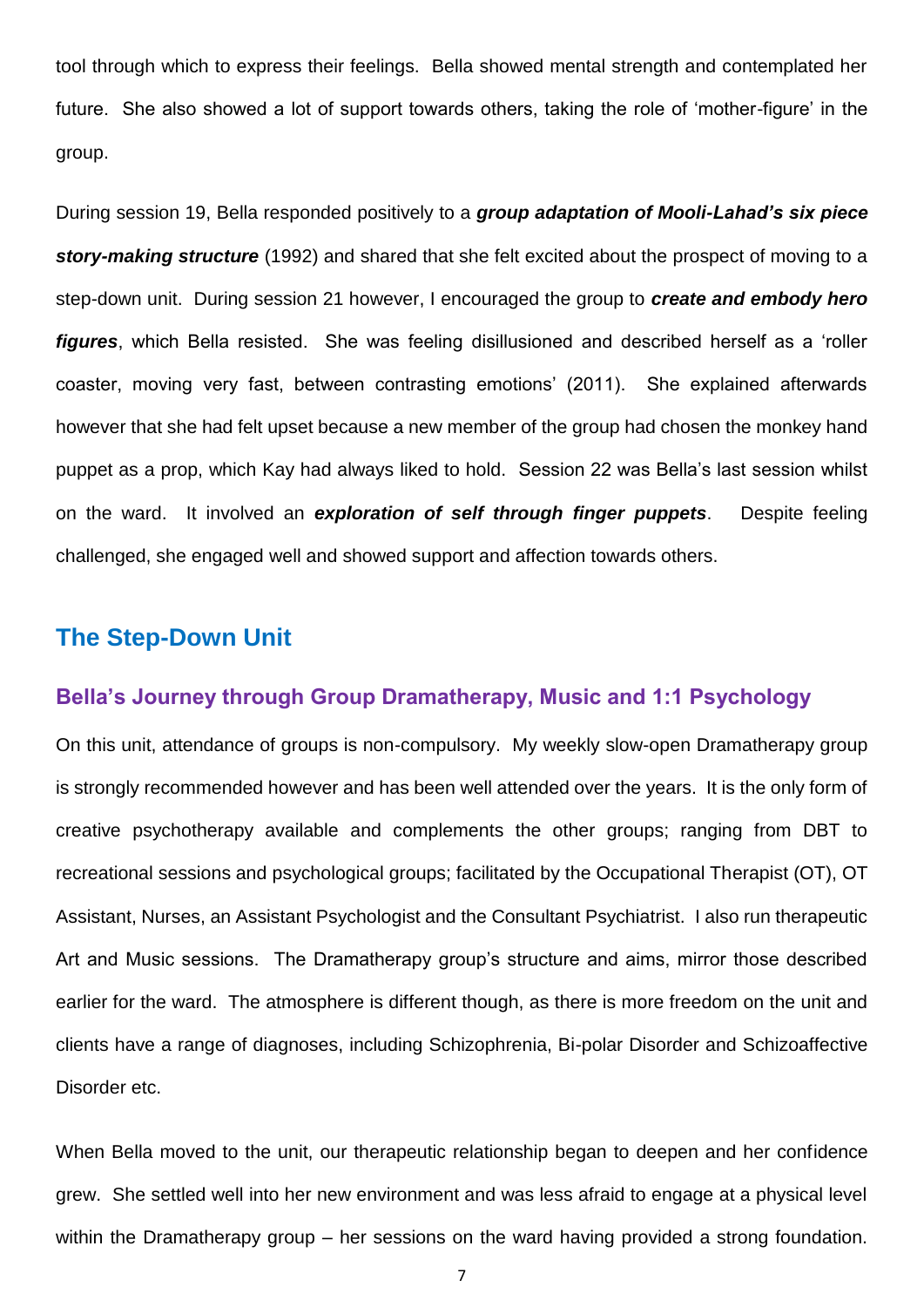tool through which to express their feelings. Bella showed mental strength and contemplated her future. She also showed a lot of support towards others, taking the role of 'mother-figure' in the group.

During session 19, Bella responded positively to a ***group adaptation of Mooli-Lahad's six piece story-making structure*** (1992) and shared that she felt excited about the prospect of moving to a step-down unit. During session 21 however, I encouraged the group to ***create and embody hero figures***, which Bella resisted. She was feeling disillusioned and described herself as a 'roller coaster, moving very fast, between contrasting emotions' (2011). She explained afterwards however that she had felt upset because a new member of the group had chosen the monkey hand puppet as a prop, which Kay had always liked to hold. Session 22 was Bella's last session whilst on the ward. It involved an ***exploration of self through finger puppets***. Despite feeling challenged, she engaged well and showed support and affection towards others.

## The Step-Down Unit

### Bella's Journey through Group Dramatherapy, Music and 1:1 Psychology

On this unit, attendance of groups is non-compulsory. My weekly slow-open Dramatherapy group is strongly recommended however and has been well attended over the years. It is the only form of creative psychotherapy available and complements the other groups; ranging from DBT to recreational sessions and psychological groups; facilitated by the Occupational Therapist (OT), OT Assistant, Nurses, an Assistant Psychologist and the Consultant Psychiatrist. I also run therapeutic Art and Music sessions. The Dramatherapy group's structure and aims, mirror those described earlier for the ward. The atmosphere is different though, as there is more freedom on the unit and clients have a range of diagnoses, including Schizophrenia, Bi-polar Disorder and Schizoaffective Disorder etc.

When Bella moved to the unit, our therapeutic relationship began to deepen and her confidence grew. She settled well into her new environment and was less afraid to engage at a physical level within the Dramatherapy group – her sessions on the ward having provided a strong foundation.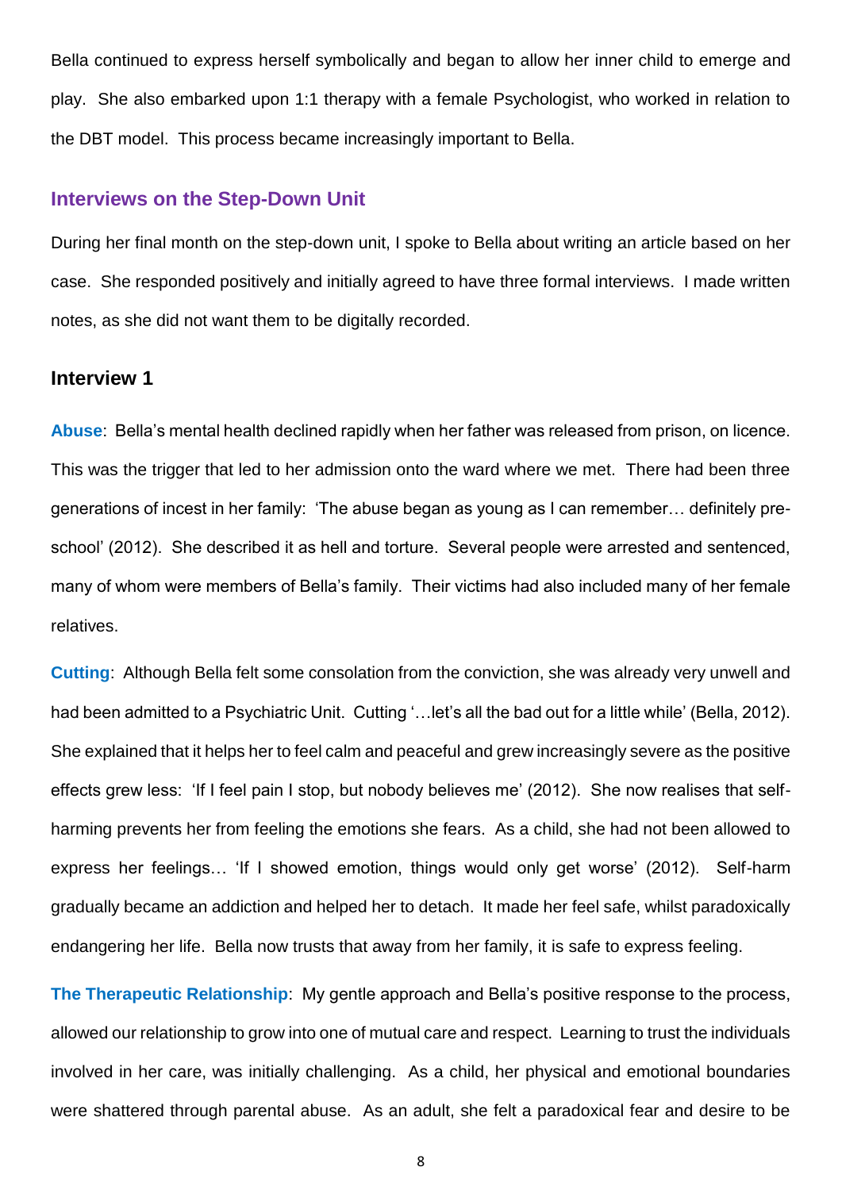Bella continued to express herself symbolically and began to allow her inner child to emerge and play. She also embarked upon 1:1 therapy with a female Psychologist, who worked in relation to the DBT model. This process became increasingly important to Bella.

## Interviews on the Step-Down Unit

During her final month on the step-down unit, I spoke to Bella about writing an article based on her case. She responded positively and initially agreed to have three formal interviews. I made written notes, as she did not want them to be digitally recorded.

## Interview 1

**Abuse**: Bella's mental health declined rapidly when her father was released from prison, on licence. This was the trigger that led to her admission onto the ward where we met. There had been three generations of incest in her family: 'The abuse began as young as I can remember… definitely pre-school' (2012). She described it as hell and torture. Several people were arrested and sentenced, many of whom were members of Bella's family. Their victims had also included many of her female relatives.

**Cutting**: Although Bella felt some consolation from the conviction, she was already very unwell and had been admitted to a Psychiatric Unit. Cutting '…let's all the bad out for a little while' (Bella, 2012). She explained that it helps her to feel calm and peaceful and grew increasingly severe as the positive effects grew less: 'If I feel pain I stop, but nobody believes me' (2012). She now realises that self-harming prevents her from feeling the emotions she fears. As a child, she had not been allowed to express her feelings… 'If I showed emotion, things would only get worse' (2012). Self-harm gradually became an addiction and helped her to detach. It made her feel safe, whilst paradoxically endangering her life. Bella now trusts that away from her family, it is safe to express feeling.

**The Therapeutic Relationship**: My gentle approach and Bella's positive response to the process, allowed our relationship to grow into one of mutual care and respect. Learning to trust the individuals involved in her care, was initially challenging. As a child, her physical and emotional boundaries were shattered through parental abuse. As an adult, she felt a paradoxical fear and desire to be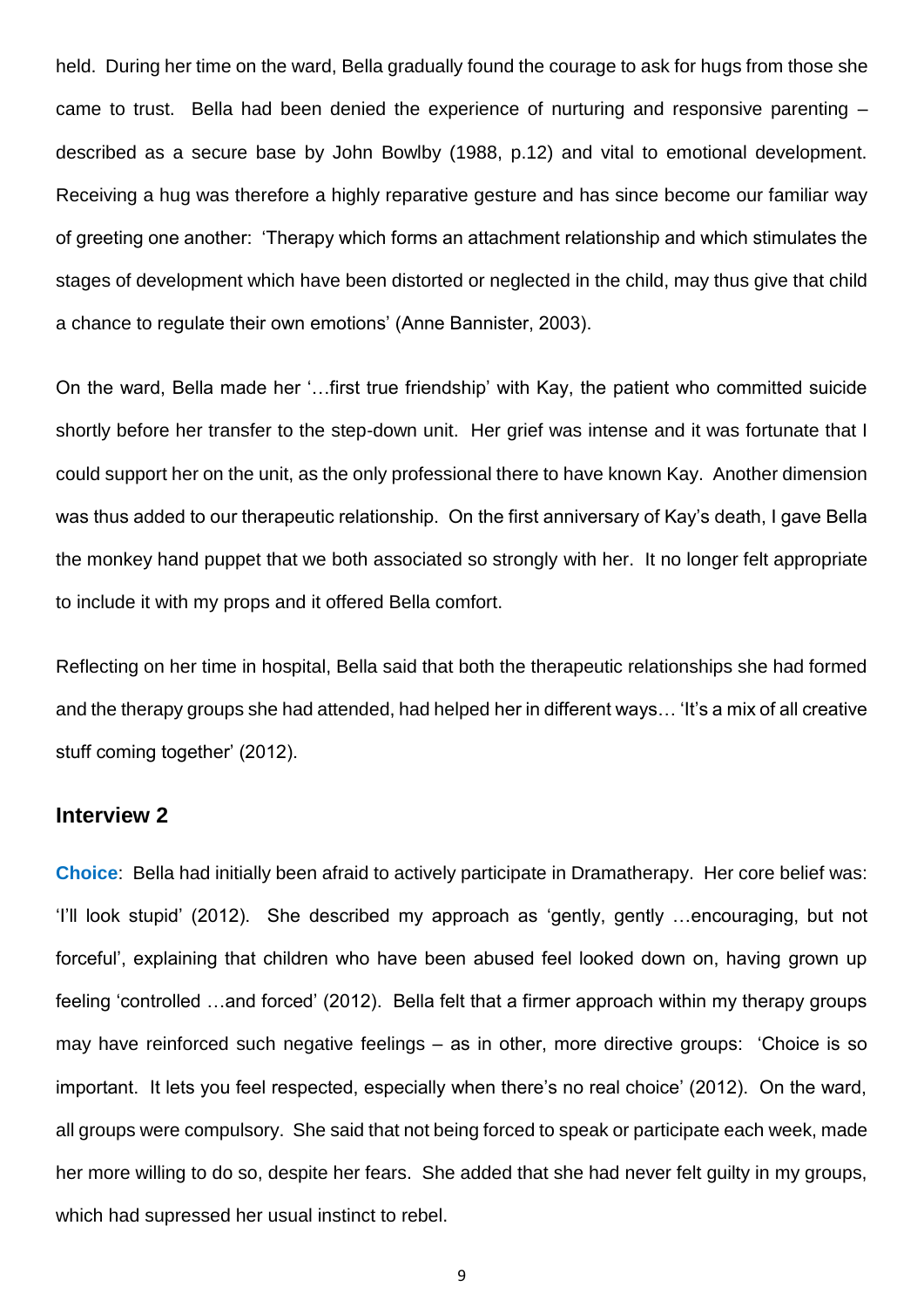held. During her time on the ward, Bella gradually found the courage to ask for hugs from those she came to trust. Bella had been denied the experience of nurturing and responsive parenting – described as a secure base by John Bowlby (1988, p.12) and vital to emotional development. Receiving a hug was therefore a highly reparative gesture and has since become our familiar way of greeting one another: 'Therapy which forms an attachment relationship and which stimulates the stages of development which have been distorted or neglected in the child, may thus give that child a chance to regulate their own emotions' (Anne Bannister, 2003).

On the ward, Bella made her '…first true friendship' with Kay, the patient who committed suicide shortly before her transfer to the step-down unit. Her grief was intense and it was fortunate that I could support her on the unit, as the only professional there to have known Kay. Another dimension was thus added to our therapeutic relationship. On the first anniversary of Kay's death, I gave Bella the monkey hand puppet that we both associated so strongly with her. It no longer felt appropriate to include it with my props and it offered Bella comfort.

Reflecting on her time in hospital, Bella said that both the therapeutic relationships she had formed and the therapy groups she had attended, had helped her in different ways… 'It's a mix of all creative stuff coming together' (2012).

## Interview 2

**Choice**: Bella had initially been afraid to actively participate in Dramatherapy. Her core belief was: 'I'll look stupid' (2012). She described my approach as 'gently, gently …encouraging, but not forceful', explaining that children who have been abused feel looked down on, having grown up feeling 'controlled …and forced' (2012). Bella felt that a firmer approach within my therapy groups may have reinforced such negative feelings – as in other, more directive groups: 'Choice is so important. It lets you feel respected, especially when there's no real choice' (2012). On the ward, all groups were compulsory. She said that not being forced to speak or participate each week, made her more willing to do so, despite her fears. She added that she had never felt guilty in my groups, which had supressed her usual instinct to rebel.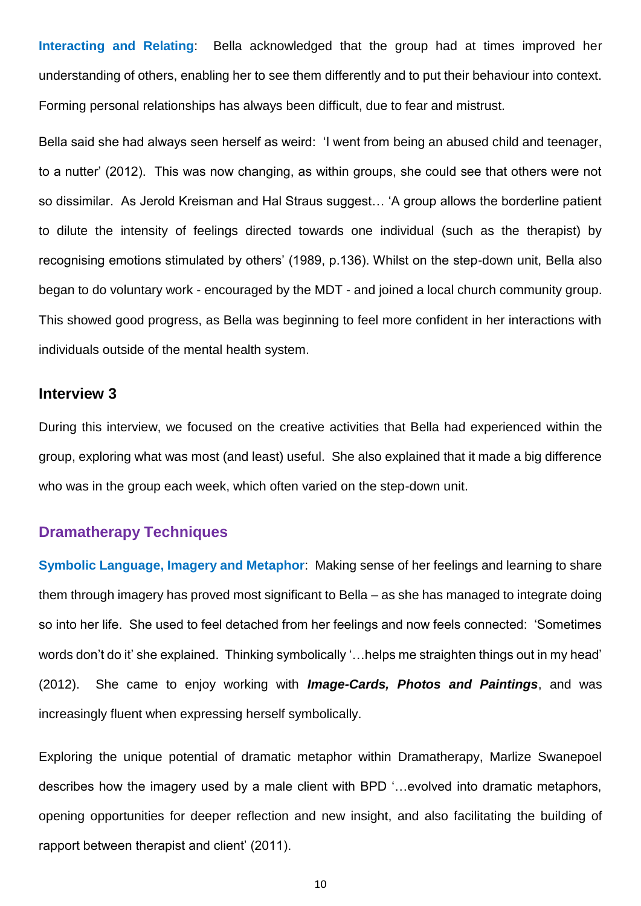**Interacting and Relating**: Bella acknowledged that the group had at times improved her understanding of others, enabling her to see them differently and to put their behaviour into context. Forming personal relationships has always been difficult, due to fear and mistrust.

Bella said she had always seen herself as weird: 'I went from being an abused child and teenager, to a nutter' (2012). This was now changing, as within groups, she could see that others were not so dissimilar. As Jerold Kreisman and Hal Straus suggest… 'A group allows the borderline patient to dilute the intensity of feelings directed towards one individual (such as the therapist) by recognising emotions stimulated by others' (1989, p.136). Whilst on the step-down unit, Bella also began to do voluntary work - encouraged by the MDT - and joined a local church community group. This showed good progress, as Bella was beginning to feel more confident in her interactions with individuals outside of the mental health system.

### Interview 3

During this interview, we focused on the creative activities that Bella had experienced within the group, exploring what was most (and least) useful. She also explained that it made a big difference who was in the group each week, which often varied on the step-down unit.

## Dramatherapy Techniques

**Symbolic Language, Imagery and Metaphor**: Making sense of her feelings and learning to share them through imagery has proved most significant to Bella – as she has managed to integrate doing so into her life. She used to feel detached from her feelings and now feels connected: 'Sometimes words don't do it' she explained. Thinking symbolically '…helps me straighten things out in my head' (2012). She came to enjoy working with ***Image-Cards, Photos and Paintings***, and was increasingly fluent when expressing herself symbolically.

Exploring the unique potential of dramatic metaphor within Dramatherapy, Marlize Swanepoel describes how the imagery used by a male client with BPD '…evolved into dramatic metaphors, opening opportunities for deeper reflection and new insight, and also facilitating the building of rapport between therapist and client' (2011).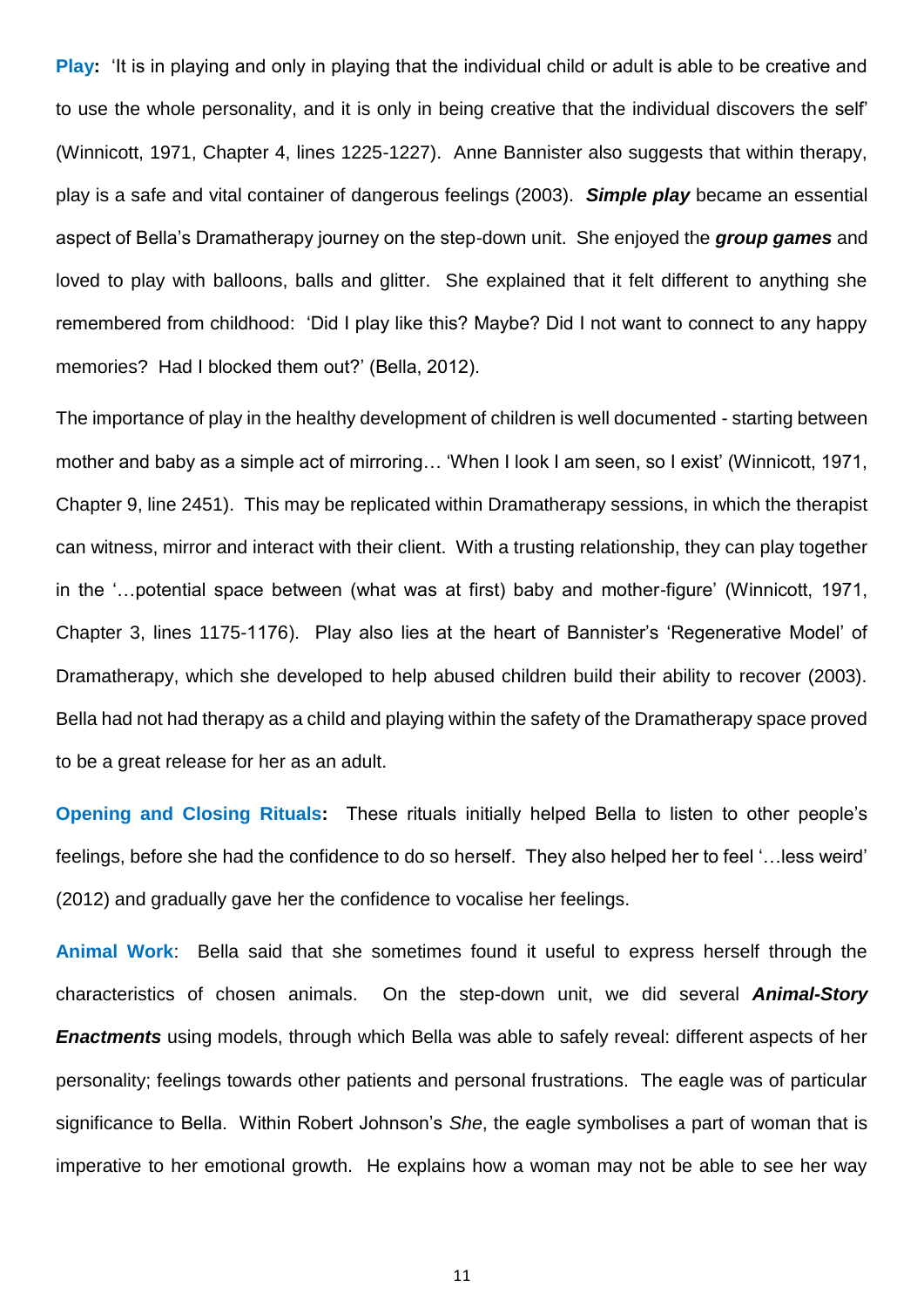**Play:** 'It is in playing and only in playing that the individual child or adult is able to be creative and to use the whole personality, and it is only in being creative that the individual discovers the self' (Winnicott, 1971, Chapter 4, lines 1225-1227). Anne Bannister also suggests that within therapy, play is a safe and vital container of dangerous feelings (2003). ***Simple play*** became an essential aspect of Bella's Dramatherapy journey on the step-down unit. She enjoyed the ***group games*** and loved to play with balloons, balls and glitter. She explained that it felt different to anything she remembered from childhood: 'Did I play like this? Maybe? Did I not want to connect to any happy memories? Had I blocked them out?' (Bella, 2012).

The importance of play in the healthy development of children is well documented - starting between mother and baby as a simple act of mirroring… 'When I look I am seen, so I exist' (Winnicott, 1971, Chapter 9, line 2451). This may be replicated within Dramatherapy sessions, in which the therapist can witness, mirror and interact with their client. With a trusting relationship, they can play together in the '…potential space between (what was at first) baby and mother-figure' (Winnicott, 1971, Chapter 3, lines 1175-1176). Play also lies at the heart of Bannister's 'Regenerative Model' of Dramatherapy, which she developed to help abused children build their ability to recover (2003). Bella had not had therapy as a child and playing within the safety of the Dramatherapy space proved to be a great release for her as an adult.

**Opening and Closing Rituals:** These rituals initially helped Bella to listen to other people's feelings, before she had the confidence to do so herself. They also helped her to feel '…less weird' (2012) and gradually gave her the confidence to vocalise her feelings.

**Animal Work**: Bella said that she sometimes found it useful to express herself through the characteristics of chosen animals. On the step-down unit, we did several ***Animal-Story Enactments*** using models, through which Bella was able to safely reveal: different aspects of her personality; feelings towards other patients and personal frustrations. The eagle was of particular significance to Bella. Within Robert Johnson's *She*, the eagle symbolises a part of woman that is imperative to her emotional growth. He explains how a woman may not be able to see her way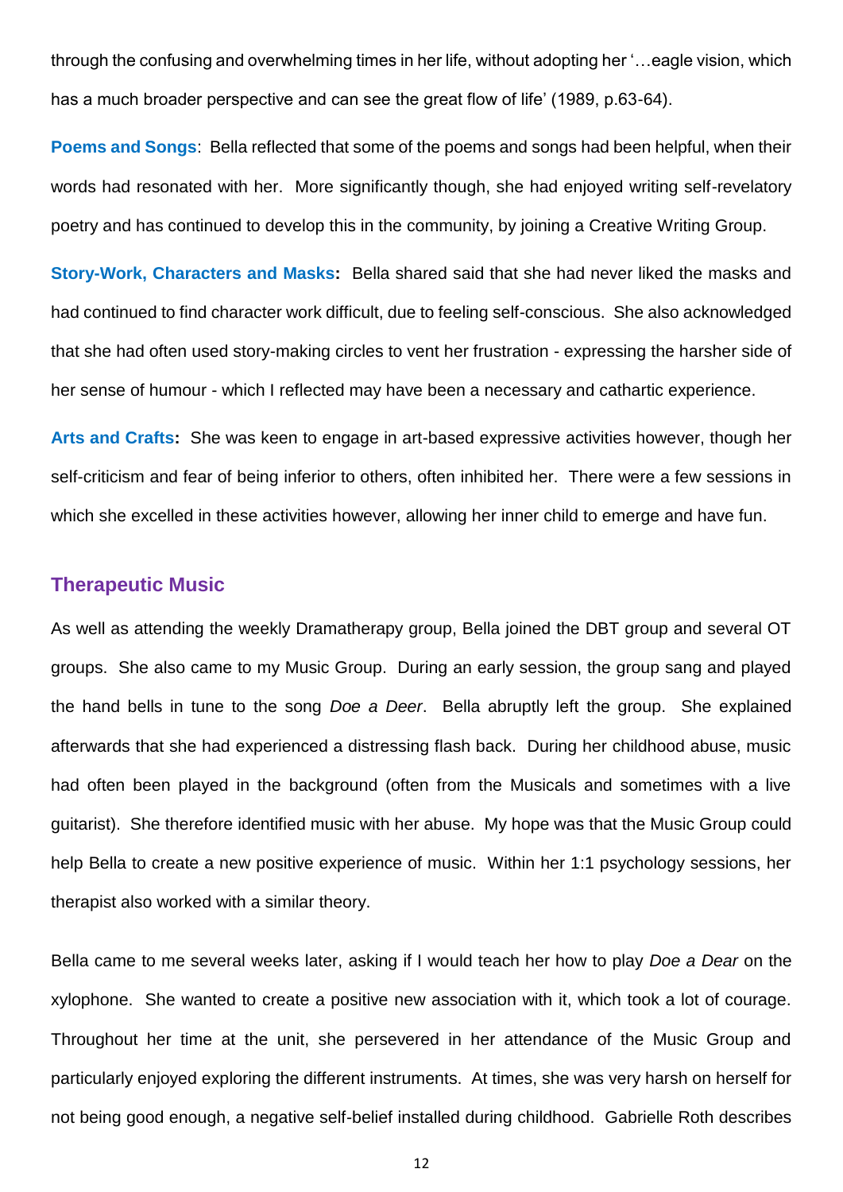through the confusing and overwhelming times in her life, without adopting her '…eagle vision, which has a much broader perspective and can see the great flow of life' (1989, p.63-64).

**Poems and Songs**: Bella reflected that some of the poems and songs had been helpful, when their words had resonated with her. More significantly though, she had enjoyed writing self-revelatory poetry and has continued to develop this in the community, by joining a Creative Writing Group.

**Story-Work, Characters and Masks:** Bella shared said that she had never liked the masks and had continued to find character work difficult, due to feeling self-conscious. She also acknowledged that she had often used story-making circles to vent her frustration - expressing the harsher side of her sense of humour - which I reflected may have been a necessary and cathartic experience.

**Arts and Crafts:** She was keen to engage in art-based expressive activities however, though her self-criticism and fear of being inferior to others, often inhibited her. There were a few sessions in which she excelled in these activities however, allowing her inner child to emerge and have fun.

## Therapeutic Music

As well as attending the weekly Dramatherapy group, Bella joined the DBT group and several OT groups. She also came to my Music Group. During an early session, the group sang and played the hand bells in tune to the song *Doe a Deer*. Bella abruptly left the group. She explained afterwards that she had experienced a distressing flash back. During her childhood abuse, music had often been played in the background (often from the Musicals and sometimes with a live guitarist). She therefore identified music with her abuse. My hope was that the Music Group could help Bella to create a new positive experience of music. Within her 1:1 psychology sessions, her therapist also worked with a similar theory.

Bella came to me several weeks later, asking if I would teach her how to play *Doe a Dear* on the xylophone. She wanted to create a positive new association with it, which took a lot of courage. Throughout her time at the unit, she persevered in her attendance of the Music Group and particularly enjoyed exploring the different instruments. At times, she was very harsh on herself for not being good enough, a negative self-belief installed during childhood. Gabrielle Roth describes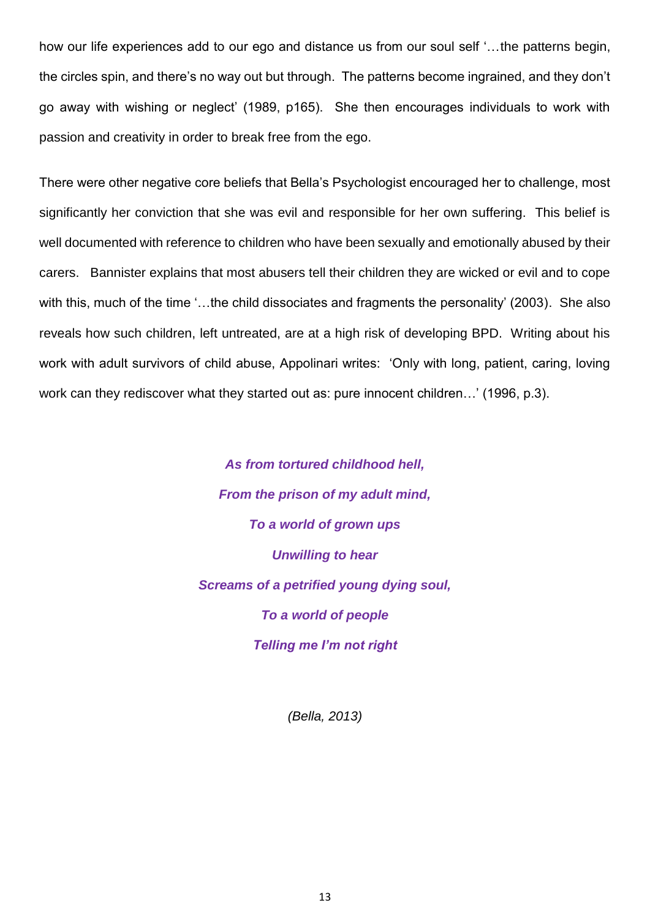how our life experiences add to our ego and distance us from our soul self '…the patterns begin, the circles spin, and there's no way out but through. The patterns become ingrained, and they don't go away with wishing or neglect' (1989, p165). She then encourages individuals to work with passion and creativity in order to break free from the ego.

There were other negative core beliefs that Bella's Psychologist encouraged her to challenge, most significantly her conviction that she was evil and responsible for her own suffering. This belief is well documented with reference to children who have been sexually and emotionally abused by their carers. Bannister explains that most abusers tell their children they are wicked or evil and to cope with this, much of the time '…the child dissociates and fragments the personality' (2003). She also reveals how such children, left untreated, are at a high risk of developing BPD. Writing about his work with adult survivors of child abuse, Appolinari writes: 'Only with long, patient, caring, loving work can they rediscover what they started out as: pure innocent children…' (1996, p.3).

***As from tortured childhood hell,***
***From the prison of my adult mind,***
***To a world of grown ups***
***Unwilling to hear***
***Screams of a petrified young dying soul,***
***To a world of people***
***Telling me I'm not right***

*(Bella, 2013)*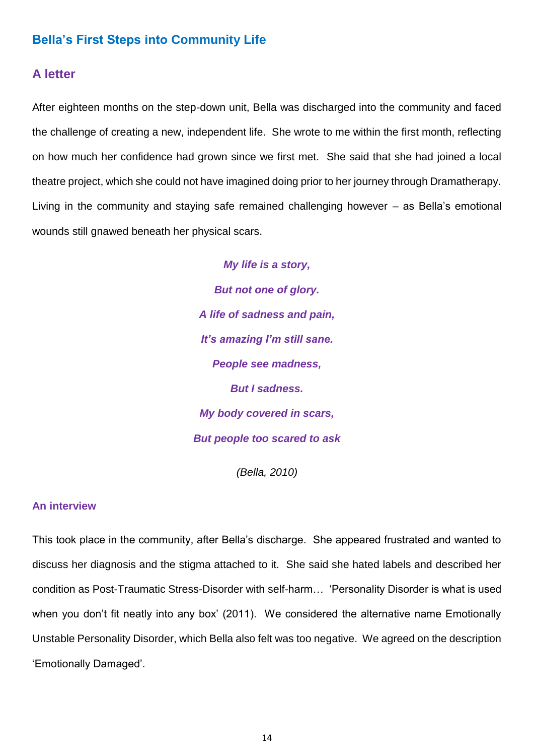## Bella's First Steps into Community Life

### A letter

After eighteen months on the step-down unit, Bella was discharged into the community and faced the challenge of creating a new, independent life. She wrote to me within the first month, reflecting on how much her confidence had grown since we first met. She said that she had joined a local theatre project, which she could not have imagined doing prior to her journey through Dramatherapy. Living in the community and staying safe remained challenging however – as Bella's emotional wounds still gnawed beneath her physical scars.

***My life is a story,***

***But not one of glory.***

***A life of sadness and pain,***

***It's amazing I'm still sane.***

***People see madness,***

***But I sadness.***

***My body covered in scars,***

***But people too scared to ask***

*(Bella, 2010)*

#### An interview

This took place in the community, after Bella's discharge. She appeared frustrated and wanted to discuss her diagnosis and the stigma attached to it. She said she hated labels and described her condition as Post-Traumatic Stress-Disorder with self-harm… 'Personality Disorder is what is used when you don't fit neatly into any box' (2011). We considered the alternative name Emotionally Unstable Personality Disorder, which Bella also felt was too negative. We agreed on the description 'Emotionally Damaged'.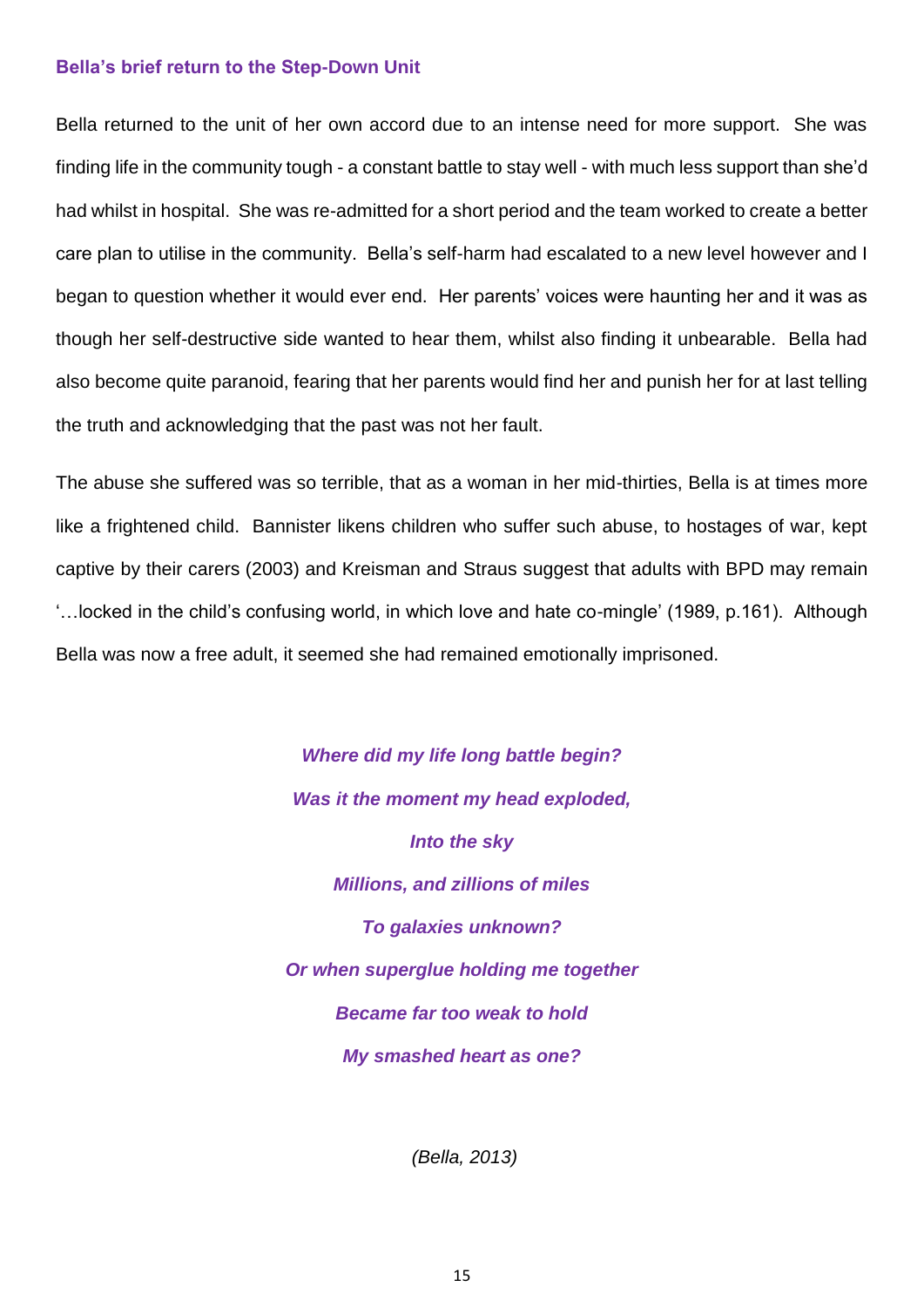### Bella's brief return to the Step-Down Unit

Bella returned to the unit of her own accord due to an intense need for more support. She was finding life in the community tough - a constant battle to stay well - with much less support than she'd had whilst in hospital. She was re-admitted for a short period and the team worked to create a better care plan to utilise in the community. Bella's self-harm had escalated to a new level however and I began to question whether it would ever end. Her parents' voices were haunting her and it was as though her self-destructive side wanted to hear them, whilst also finding it unbearable. Bella had also become quite paranoid, fearing that her parents would find her and punish her for at last telling the truth and acknowledging that the past was not her fault.

The abuse she suffered was so terrible, that as a woman in her mid-thirties, Bella is at times more like a frightened child. Bannister likens children who suffer such abuse, to hostages of war, kept captive by their carers (2003) and Kreisman and Straus suggest that adults with BPD may remain '…locked in the child's confusing world, in which love and hate co-mingle' (1989, p.161). Although Bella was now a free adult, it seemed she had remained emotionally imprisoned.

***Where did my life long battle begin?***
***Was it the moment my head exploded,***
***Into the sky***
***Millions, and zillions of miles***
***To galaxies unknown?***
***Or when superglue holding me together***
***Became far too weak to hold***
***My smashed heart as one?***

*(Bella, 2013)*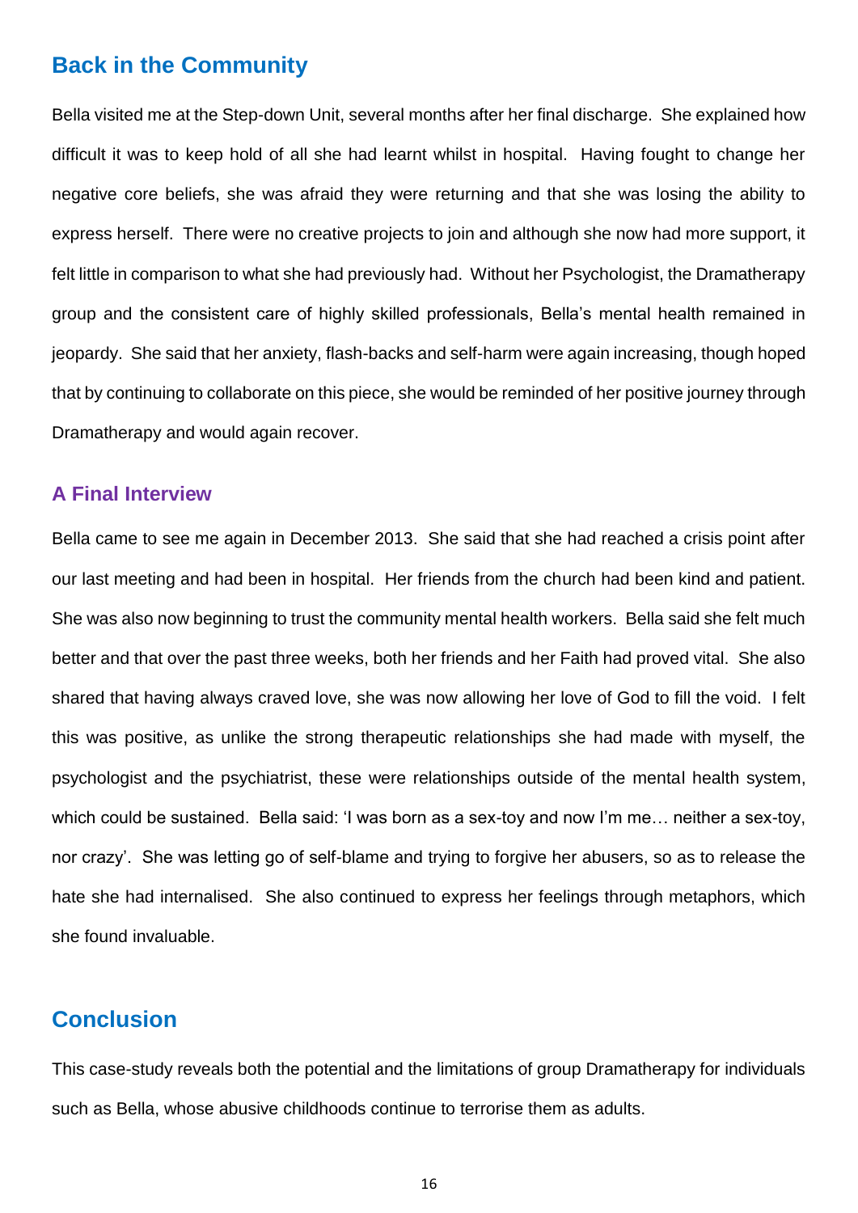## Back in the Community

Bella visited me at the Step-down Unit, several months after her final discharge. She explained how difficult it was to keep hold of all she had learnt whilst in hospital. Having fought to change her negative core beliefs, she was afraid they were returning and that she was losing the ability to express herself. There were no creative projects to join and although she now had more support, it felt little in comparison to what she had previously had. Without her Psychologist, the Dramatherapy group and the consistent care of highly skilled professionals, Bella's mental health remained in jeopardy. She said that her anxiety, flash-backs and self-harm were again increasing, though hoped that by continuing to collaborate on this piece, she would be reminded of her positive journey through Dramatherapy and would again recover.

### A Final Interview

Bella came to see me again in December 2013. She said that she had reached a crisis point after our last meeting and had been in hospital. Her friends from the church had been kind and patient. She was also now beginning to trust the community mental health workers. Bella said she felt much better and that over the past three weeks, both her friends and her Faith had proved vital. She also shared that having always craved love, she was now allowing her love of God to fill the void. I felt this was positive, as unlike the strong therapeutic relationships she had made with myself, the psychologist and the psychiatrist, these were relationships outside of the mental health system, which could be sustained. Bella said: 'I was born as a sex-toy and now I'm me… neither a sex-toy, nor crazy'. She was letting go of self-blame and trying to forgive her abusers, so as to release the hate she had internalised. She also continued to express her feelings through metaphors, which she found invaluable.

## Conclusion

This case-study reveals both the potential and the limitations of group Dramatherapy for individuals such as Bella, whose abusive childhoods continue to terrorise them as adults.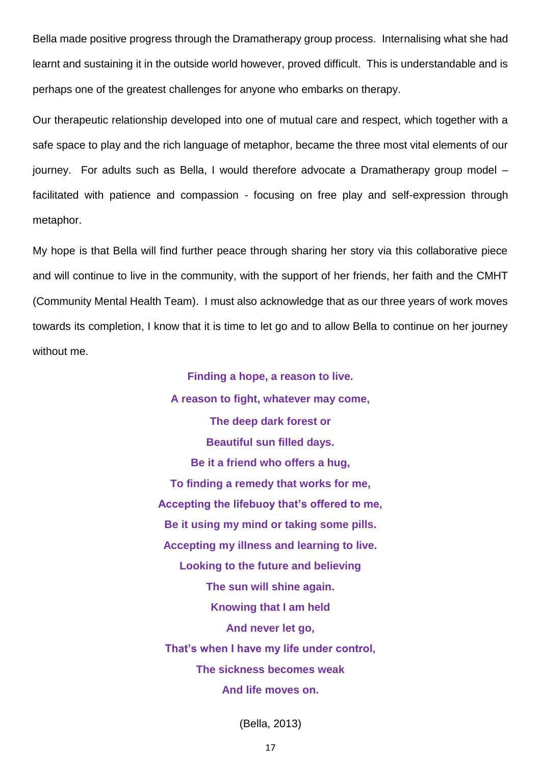Bella made positive progress through the Dramatherapy group process. Internalising what she had learnt and sustaining it in the outside world however, proved difficult. This is understandable and is perhaps one of the greatest challenges for anyone who embarks on therapy.

Our therapeutic relationship developed into one of mutual care and respect, which together with a safe space to play and the rich language of metaphor, became the three most vital elements of our journey. For adults such as Bella, I would therefore advocate a Dramatherapy group model – facilitated with patience and compassion - focusing on free play and self-expression through metaphor.

My hope is that Bella will find further peace through sharing her story via this collaborative piece and will continue to live in the community, with the support of her friends, her faith and the CMHT (Community Mental Health Team). I must also acknowledge that as our three years of work moves towards its completion, I know that it is time to let go and to allow Bella to continue on her journey without me.

**Finding a hope, a reason to live.**
**A reason to fight, whatever may come,**
**The deep dark forest or**
**Beautiful sun filled days.**
**Be it a friend who offers a hug,**
**To finding a remedy that works for me,**
**Accepting the lifebuoy that's offered to me,**
**Be it using my mind or taking some pills.**
**Accepting my illness and learning to live.**
**Looking to the future and believing**
**The sun will shine again.**
**Knowing that I am held**
**And never let go,**
**That's when I have my life under control,**
**The sickness becomes weak**
**And life moves on.**

(Bella, 2013)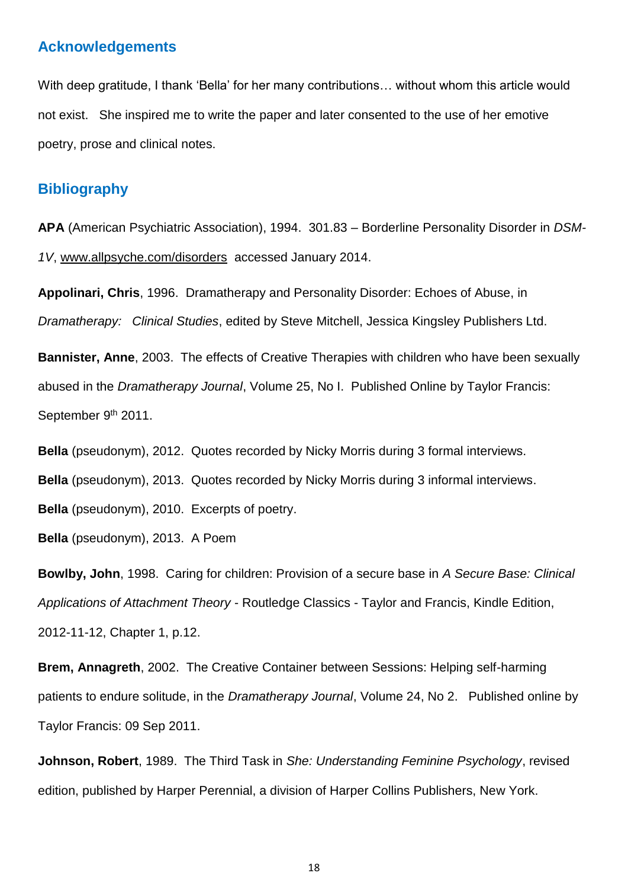## Acknowledgements

With deep gratitude, I thank 'Bella' for her many contributions… without whom this article would not exist. She inspired me to write the paper and later consented to the use of her emotive poetry, prose and clinical notes.

## Bibliography

**APA** (American Psychiatric Association), 1994. 301.83 – Borderline Personality Disorder in *DSM-1V*, www.allpsyche.com/disorders accessed January 2014.

**Appolinari, Chris**, 1996. Dramatherapy and Personality Disorder: Echoes of Abuse, in *Dramatherapy: Clinical Studies*, edited by Steve Mitchell, Jessica Kingsley Publishers Ltd.

**Bannister, Anne**, 2003. The effects of Creative Therapies with children who have been sexually abused in the *Dramatherapy Journal*, Volume 25, No I. Published Online by Taylor Francis: September 9th 2011.

**Bella** (pseudonym), 2012. Quotes recorded by Nicky Morris during 3 formal interviews.

**Bella** (pseudonym), 2013. Quotes recorded by Nicky Morris during 3 informal interviews.

**Bella** (pseudonym), 2010. Excerpts of poetry.

**Bella** (pseudonym), 2013. A Poem

**Bowlby, John**, 1998. Caring for children: Provision of a secure base in *A Secure Base: Clinical Applications of Attachment Theory* - Routledge Classics - Taylor and Francis, Kindle Edition, 2012-11-12, Chapter 1, p.12.

**Brem, Annagreth**, 2002. The Creative Container between Sessions: Helping self-harming patients to endure solitude, in the *Dramatherapy Journal*, Volume 24, No 2. Published online by Taylor Francis: 09 Sep 2011.

**Johnson, Robert**, 1989. The Third Task in *She: Understanding Feminine Psychology*, revised edition, published by Harper Perennial, a division of Harper Collins Publishers, New York.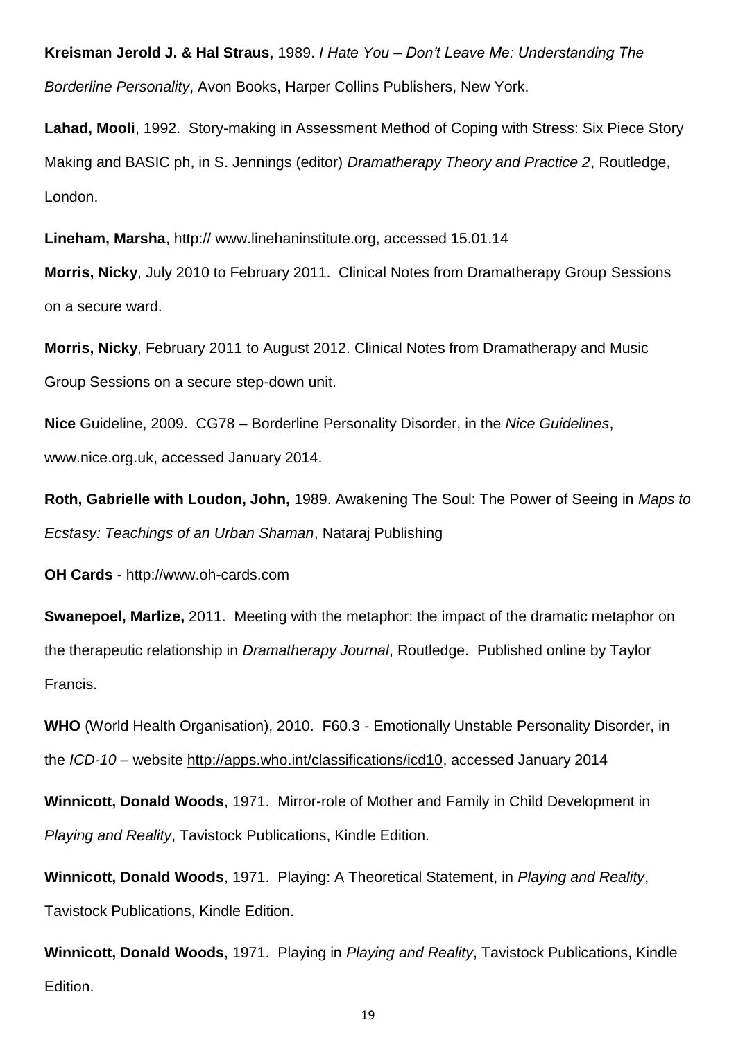**Kreisman Jerold J. & Hal Straus**, 1989. *I Hate You – Don't Leave Me: Understanding The Borderline Personality*, Avon Books, Harper Collins Publishers, New York.

**Lahad, Mooli**, 1992. Story-making in Assessment Method of Coping with Stress: Six Piece Story Making and BASIC ph, in S. Jennings (editor) *Dramatherapy Theory and Practice 2*, Routledge, London.

**Lineham, Marsha**, http:// www.linehaninstitute.org, accessed 15.01.14

**Morris, Nicky**, July 2010 to February 2011. Clinical Notes from Dramatherapy Group Sessions on a secure ward.

**Morris, Nicky**, February 2011 to August 2012. Clinical Notes from Dramatherapy and Music Group Sessions on a secure step-down unit.

**Nice** Guideline, 2009. CG78 – Borderline Personality Disorder, in the *Nice Guidelines*, www.nice.org.uk, accessed January 2014.

**Roth, Gabrielle with Loudon, John,** 1989. Awakening The Soul: The Power of Seeing in *Maps to Ecstasy: Teachings of an Urban Shaman*, Nataraj Publishing

**OH Cards** - http://www.oh-cards.com

**Swanepoel, Marlize,** 2011. Meeting with the metaphor: the impact of the dramatic metaphor on the therapeutic relationship in *Dramatherapy Journal*, Routledge. Published online by Taylor Francis.

**WHO** (World Health Organisation), 2010. F60.3 - Emotionally Unstable Personality Disorder, in the *ICD-10* – website http://apps.who.int/classifications/icd10, accessed January 2014

**Winnicott, Donald Woods**, 1971. Mirror-role of Mother and Family in Child Development in *Playing and Reality*, Tavistock Publications, Kindle Edition.

**Winnicott, Donald Woods**, 1971. Playing: A Theoretical Statement, in *Playing and Reality*, Tavistock Publications, Kindle Edition.

**Winnicott, Donald Woods**, 1971. Playing in *Playing and Reality*, Tavistock Publications, Kindle Edition.